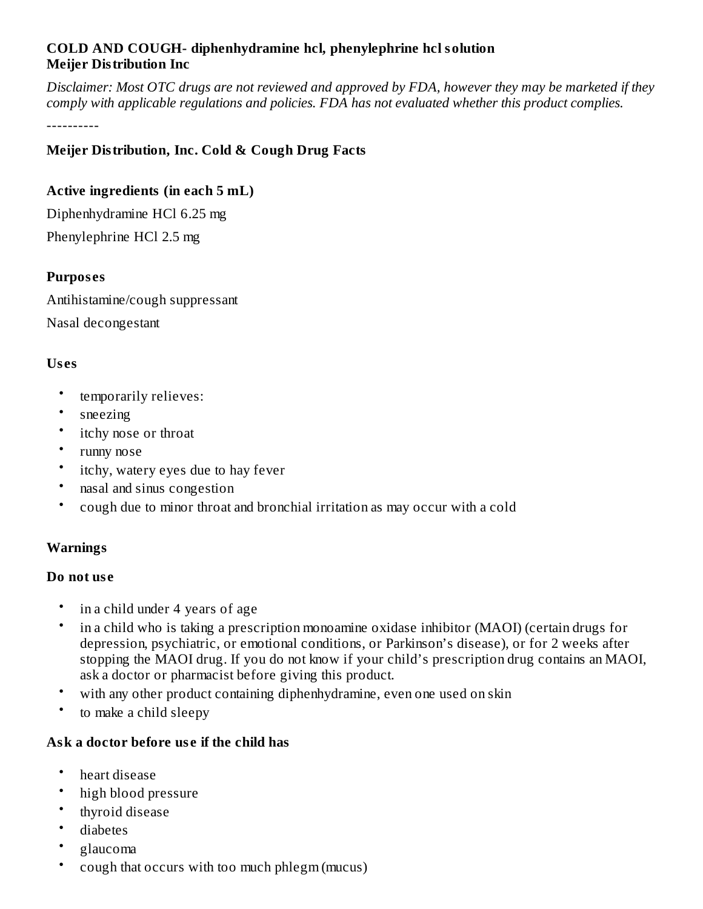**COLD AND COUGH- diphenhydramine hcl, phenylephrine hcl solution**
**Meijer Distribution Inc**

*Disclaimer: Most OTC drugs are not reviewed and approved by FDA, however they may be marketed if they comply with applicable regulations and policies. FDA has not evaluated whether this product complies.*

----------

**Meijer Distribution, Inc. Cold & Cough Drug Facts**

**Active ingredients (in each 5 mL)**

Diphenhydramine HCl 6.25 mg

Phenylephrine HCl 2.5 mg

**Purposes**

Antihistamine/cough suppressant

Nasal decongestant

**Uses**

- temporarily relieves:
- sneezing
- itchy nose or throat
- runny nose
- itchy, watery eyes due to hay fever
- nasal and sinus congestion
- cough due to minor throat and bronchial irritation as may occur with a cold

**Warnings**

**Do not use**

- in a child under 4 years of age
- in a child who is taking a prescription monoamine oxidase inhibitor (MAOI) (certain drugs for depression, psychiatric, or emotional conditions, or Parkinson's disease), or for 2 weeks after stopping the MAOI drug. If you do not know if your child's prescription drug contains an MAOI, ask a doctor or pharmacist before giving this product.
- with any other product containing diphenhydramine, even one used on skin
- to make a child sleepy

**Ask a doctor before use if the child has**

- heart disease
- high blood pressure
- thyroid disease
- diabetes
- glaucoma
- cough that occurs with too much phlegm (mucus)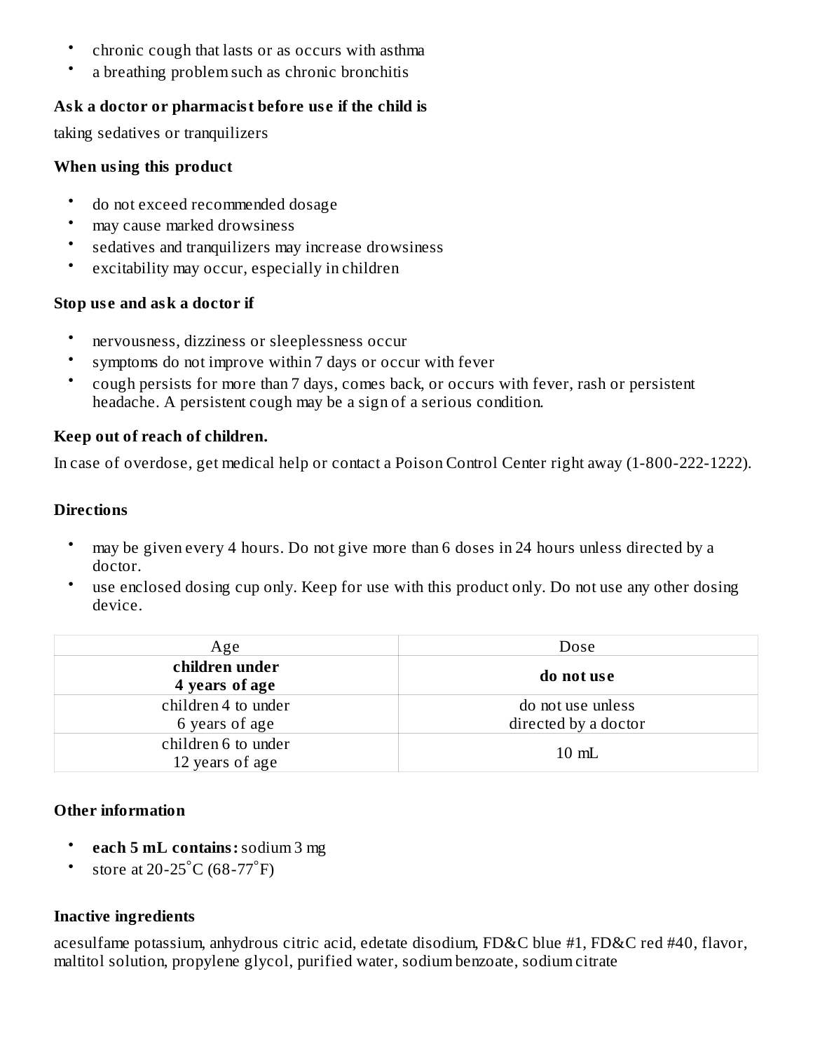- chronic cough that lasts or as occurs with asthma
- a breathing problem such as chronic bronchitis

**Ask a doctor or pharmacist before use if the child is**

taking sedatives or tranquilizers

**When using this product**

- do not exceed recommended dosage
- may cause marked drowsiness
- sedatives and tranquilizers may increase drowsiness
- excitability may occur, especially in children

**Stop use and ask a doctor if**

- nervousness, dizziness or sleeplessness occur
- symptoms do not improve within 7 days or occur with fever
- cough persists for more than 7 days, comes back, or occurs with fever, rash or persistent headache. A persistent cough may be a sign of a serious condition.

**Keep out of reach of children.**

In case of overdose, get medical help or contact a Poison Control Center right away (1-800-222-1222).

**Directions**

- may be given every 4 hours. Do not give more than 6 doses in 24 hours unless directed by a doctor.
- use enclosed dosing cup only. Keep for use with this product only. Do not use any other dosing device.

| Age | Dose |
| --- | --- |
| **children under 4 years of age** | **do not use** |
| children 4 to under 6 years of age | do not use unless directed by a doctor |
| children 6 to under 12 years of age | 10 mL |

**Other information**

- **each 5 mL contains:** sodium 3 mg
- store at 20-25°C (68-77°F)

**Inactive ingredients**

acesulfame potassium, anhydrous citric acid, edetate disodium, FD&C blue #1, FD&C red #40, flavor, maltitol solution, propylene glycol, purified water, sodium benzoate, sodium citrate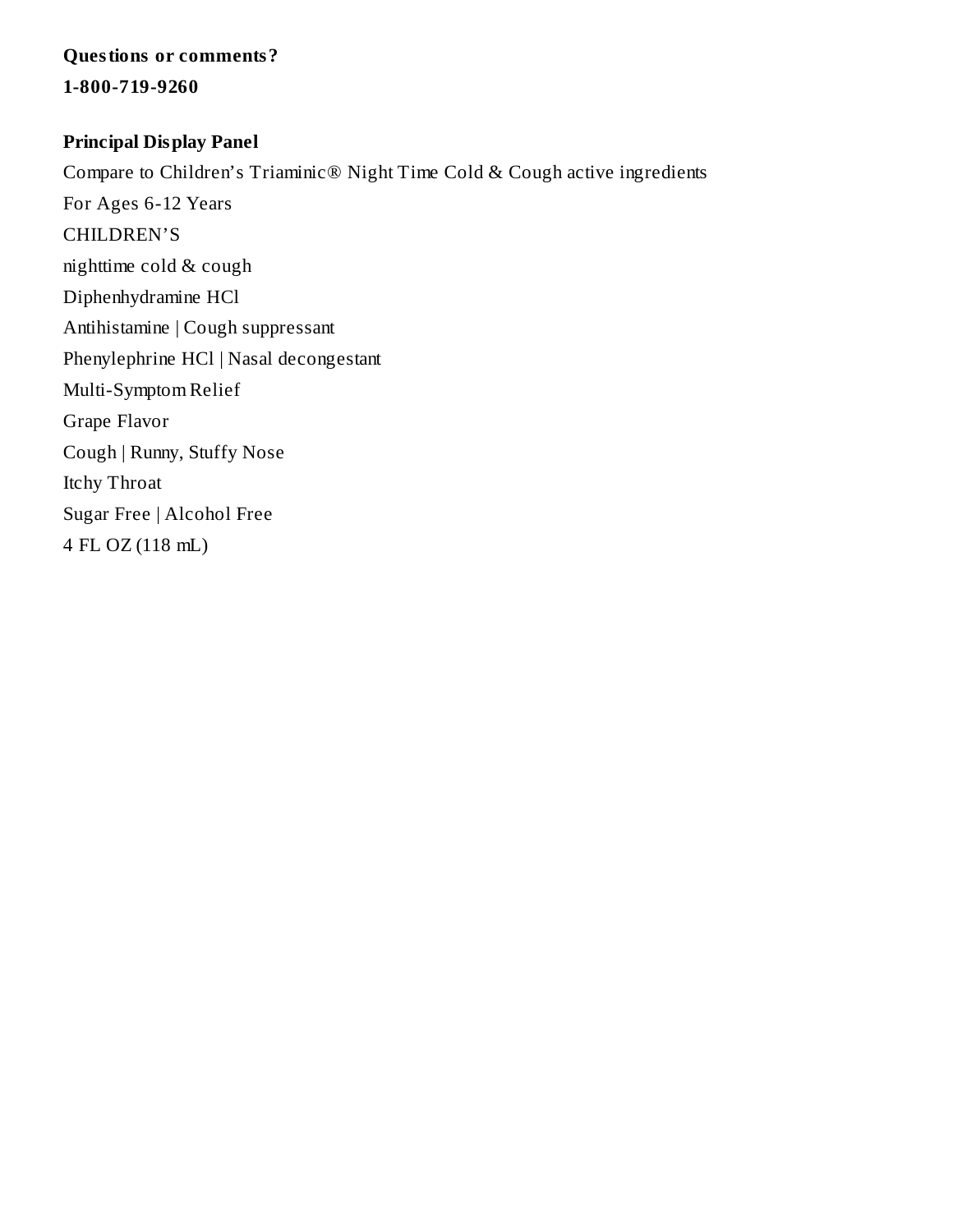**Questions or comments?**

**1-800-719-9260**

**Principal Display Panel**

Compare to Children’s Triaminic® Night Time Cold & Cough active ingredients

For Ages 6-12 Years

CHILDREN’S

nighttime cold & cough

Diphenhydramine HCl

Antihistamine | Cough suppressant

Phenylephrine HCl | Nasal decongestant

Multi-Symptom Relief

Grape Flavor

Cough | Runny, Stuffy Nose

Itchy Throat

Sugar Free | Alcohol Free

4 FL OZ (118 mL)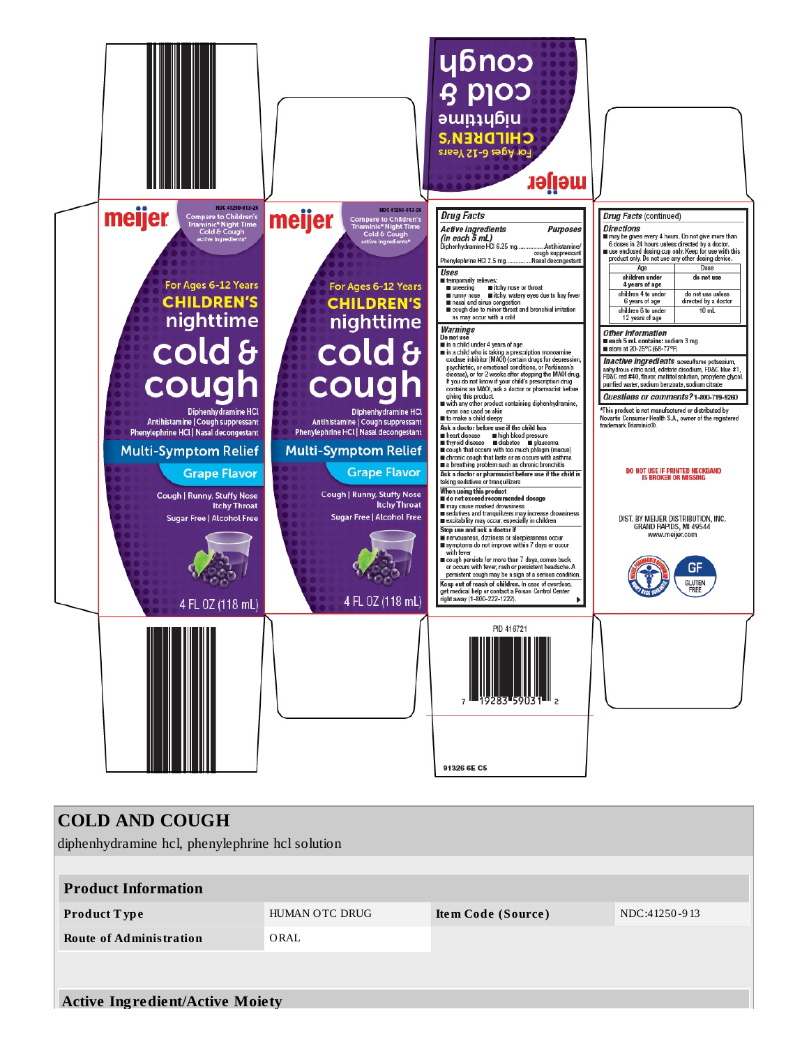meijer

NDC 41250-913-26

Compare to Children's Triaminic® Night Time Cold & Cough active ingredients*

For Ages 6-12 Years

**CHILDREN'S**

nighttime

**cold & cough**

Diphenhydramine HCl
Antihistamine | Cough suppressant
Phenylephrine HCl | Nasal decongestant

Multi-Symptom Relief

Grape Flavor

Cough | Runny, Stuffy Nose
Itchy Throat

Sugar Free | Alcohol Free

4 FL OZ (118 mL)

## Drug Facts

| *Active ingredients* (in each 5 mL) | *Purposes* |
|---|---|
| Diphenhydramine HCl 6.25 mg | Antihistamine/ cough suppressant |
| Phenylephrine HCl 2.5 mg | Nasal decongestant |

### Uses

- temporarily relieves:
  - sneezing
  - itchy nose or throat
  - runny nose
  - itchy, watery eyes due to hay fever
  - nasal and sinus congestion
  - cough due to minor throat and bronchial irritation as may occur with a cold

### Warnings

**Do not use**

- in a child under 4 years of age
- in a child who is taking a prescription monoamine oxidase inhibitor (MAOI) (certain drugs for depression, psychiatric, or emotional conditions, or Parkinson's disease), or for 2 weeks after stopping the MAOI drug. If you do not know if your child's prescription drug contains an MAOI, ask a doctor or pharmacist before giving this product.
- with any other product containing diphenhydramine, even one used on skin
- to make a child sleepy

**Ask a doctor before use if the child has**

- heart disease
- high blood pressure
- thyroid disease
- diabetes
- glaucoma
- cough that occurs with too much phlegm (mucus)
- chronic cough that lasts or as occurs with asthma
- a breathing problem such as chronic bronchitis

**Ask a doctor or pharmacist before use if the child is** taking sedatives or tranquilizers

**When using this product**

- do not exceed recommended dosage
- may cause marked drowsiness
- sedatives and tranquilizers may increase drowsiness
- excitability may occur, especially in children

**Stop use and ask a doctor if**

- nervousness, dizziness or sleeplessness occur
- symptoms do not improve within 7 days or occur with fever
- cough persists for more than 7 days, comes back or occurs with fever, rash or persistent headache. A persistent cough may be a sign of a serious condition.

**Keep out of reach of children.** In case of overdose, get medical help or contact a Poison Control Center right away (1-800-222-1222).

## Drug Facts (continued)

### Directions

- may be given every 4 hours. Do not give more than 6 doses in 24 hours unless directed by a doctor.
- use enclosed dosing cup only. Keep for use with this product only. Do not use any other dosing device.

| Age | Dose |
|---|---|
| children under 4 years of age | do not use |
| children 4 to under 6 years of age | do not use unless directed by a doctor |
| children 6 to under 12 years of age | 10 mL |

### Other information

- **each 5 mL contains:** sodium 3 mg
- store at 20-25°C (68-77°F)

***Inactive ingredients*** acesulfame potassium, anhydrous citric acid, edetate disodium, FD&C blue #1, FD&C red #40, flavor, maltitol solution, propylene glycol, purified water, sodium benzoate, sodium citrate

***Questions or comments?*** 1-800-719-9260

*This product is not manufactured or distributed by Novartis Consumer Health S.A., owner of the registered trademark Triaminic®.

DO NOT USE IF PRINTED NECKBAND IS BROKEN OR MISSING

DIST. BY MEIJER DISTRIBUTION, INC.
GRAND RAPIDS, MI 49544
www.meijer.com

GF GLUTEN FREE

PID 416721

7 19283 59031 2

91326 6E C5

## COLD AND COUGH

diphenhydramine hcl, phenylephrine hcl solution

| Product Information | | | |
|---|---|---|---|
| **Product Type** | HUMAN OTC DRUG | **Item Code (Source)** | NDC:41250-913 |
| **Route of Administration** | ORAL | | |

### Active Ingredient/Active Moiety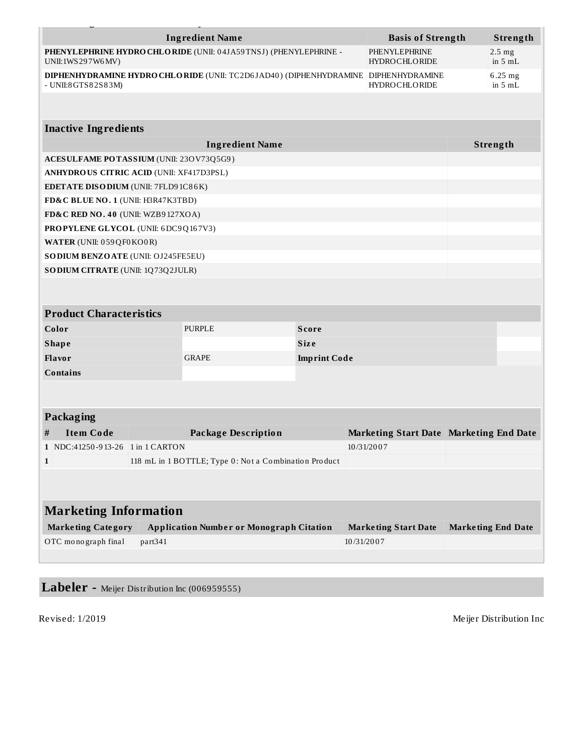| Ingredient Name | Basis of Strength | Strength |
| --- | --- | --- |
| **PHENYLEPHRINE HYDROCHLORIDE** (UNII: 04JA59TNSJ) (PHENYLEPHRINE - UNII:1WS297W6MV) | PHENYLEPHRINE HYDROCHLORIDE | 2.5 mg in 5 mL |
| **DIPHENHYDRAMINE HYDROCHLORIDE** (UNII: TC2D6JAD40) (DIPHENHYDRAMINE - UNII:8GTS82S83M) | DIPHENHYDRAMINE HYDROCHLORIDE | 6.25 mg in 5 mL |

## Inactive Ingredients

| Ingredient Name | Strength |
| --- | --- |
| **ACESULFAME POTASSIUM** (UNII: 23OV73Q5G9) | |
| **ANHYDROUS CITRIC ACID** (UNII: XF417D3PSL) | |
| **EDETATE DISODIUM** (UNII: 7FLD91C86K) | |
| **FD&C BLUE NO. 1** (UNII: H3R47K3TBD) | |
| **FD&C RED NO. 40** (UNII: WZB9127XOA) | |
| **PROPYLENE GLYCOL** (UNII: 6DC9Q167V3) | |
| **WATER** (UNII: 059QF0KO0R) | |
| **SODIUM BENZOATE** (UNII: OJ245FE5EU) | |
| **SODIUM CITRATE** (UNII: 1Q73Q2JULR) | |

## Product Characteristics

| | | | |
| --- | --- | --- | --- |
| **Color** | PURPLE | **Score** | |
| **Shape** | | **Size** | |
| **Flavor** | GRAPE | **Imprint Code** | |
| **Contains** | | | |

## Packaging

| # | Item Code | Package Description | Marketing Start Date | Marketing End Date |
| --- | --- | --- | --- | --- |
| 1 | NDC:41250-913-26 | 1 in 1 CARTON | 10/31/2007 | |
| 1 | | 118 mL in 1 BOTTLE; Type 0: Not a Combination Product | | |

## Marketing Information

| Marketing Category | Application Number or Monograph Citation | Marketing Start Date | Marketing End Date |
| --- | --- | --- | --- |
| OTC monograph final | part341 | 10/31/2007 | |

## Labeler - Meijer Distribution Inc (006959555)

Revised: 1/2019

Meijer Distribution Inc